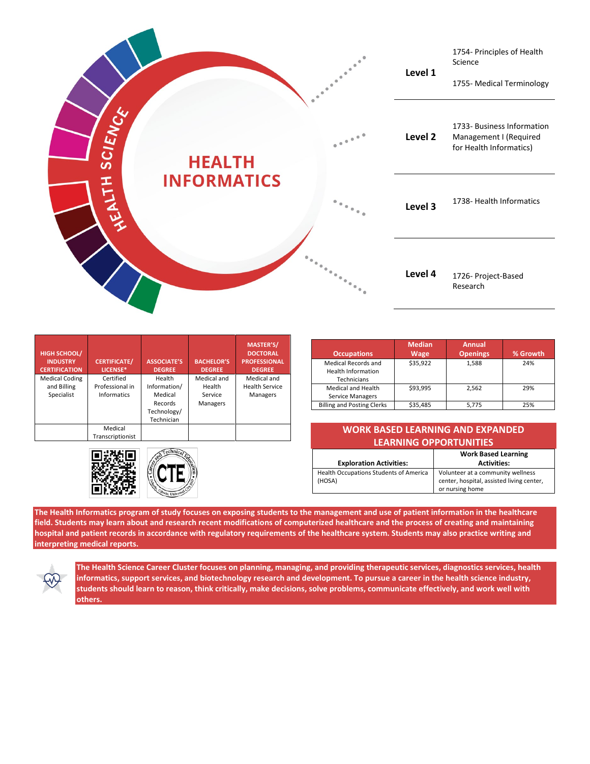# HEALTH INFORMATICS

HEALTH SCIENCE

| Level | Courses |
|---|---|
| Level 1 | 1754- Principles of Health Science<br>1755- Medical Terminology |
| Level 2 | 1733- Business Information Management I (Required for Health Informatics) |
| Level 3 | 1738- Health Informatics |
| Level 4 | 1726- Project-Based Research |

| HIGH SCHOOL/ INDUSTRY CERTIFICATION | CERTIFICATE/ LICENSE* | ASSOCIATE'S DEGREE | BACHELOR'S DEGREE | MASTER'S/ DOCTORAL PROFESSIONAL DEGREE |
|---|---|---|---|---|
| Medical Coding and Billing Specialist | Certified Professional in Informatics | Health Information/ Medical Records Technology/ Technician | Medical and Health Service Managers | Medical and Health Service Managers |
| | Medical Transcriptionist | | | |

| Occupations | Median Wage | Annual Openings | % Growth |
|---|---|---|---|
| Medical Records and Health Information Technicians | $35,922 | 1,588 | 24% |
| Medical and Health Service Managers | $93,995 | 2,562 | 29% |
| Billing and Posting Clerks | $35,485 | 5,775 | 25% |

## WORK BASED LEARNING AND EXPANDED LEARNING OPPORTUNITIES

| Exploration Activities: | Work Based Learning Activities: |
|---|---|
| Health Occupations Students of America (HOSA) | Volunteer at a community wellness center, hospital, assisted living center, or nursing home |

**The Health Informatics program of study focuses on exposing students to the management and use of patient information in the healthcare field. Students may learn about and research recent modifications of computerized healthcare and the process of creating and maintaining hospital and patient records in accordance with regulatory requirements of the healthcare system. Students may also practice writing and interpreting medical reports.**

**The Health Science Career Cluster focuses on planning, managing, and providing therapeutic services, diagnostics services, health informatics, support services, and biotechnology research and development. To pursue a career in the health science industry, students should learn to reason, think critically, make decisions, solve problems, communicate effectively, and work well with others.**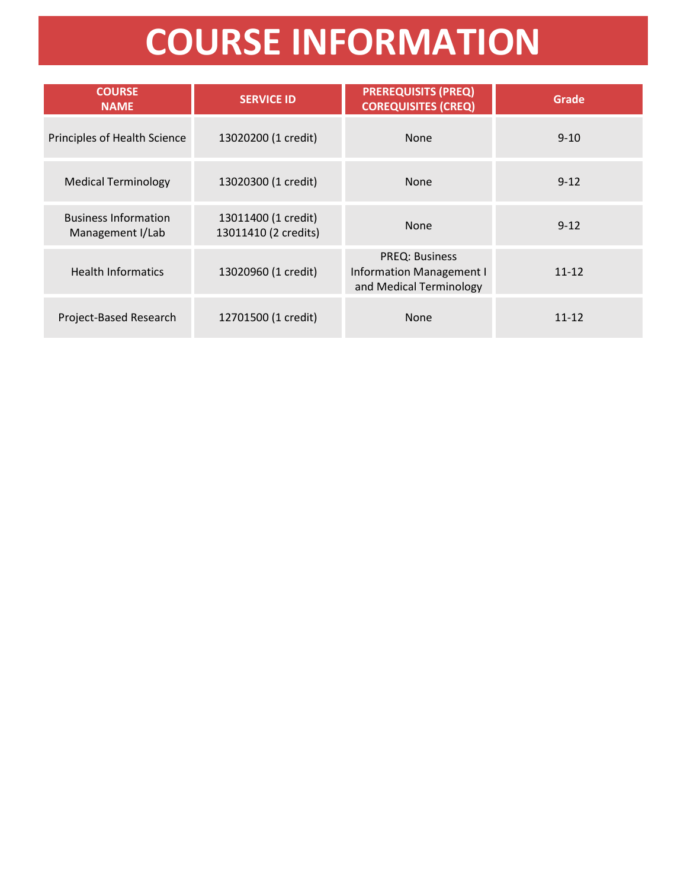# COURSE INFORMATION

| COURSE NAME | SERVICE ID | PREREQUISITS (PREQ) COREQUISITES (CREQ) | Grade |
|---|---|---|---|
| Principles of Health Science | 13020200 (1 credit) | None | 9-10 |
| Medical Terminology | 13020300 (1 credit) | None | 9-12 |
| Business Information Management I/Lab | 13011400 (1 credit) 13011410 (2 credits) | None | 9-12 |
| Health Informatics | 13020960 (1 credit) | PREQ: Business Information Management I and Medical Terminology | 11-12 |
| Project-Based Research | 12701500 (1 credit) | None | 11-12 |